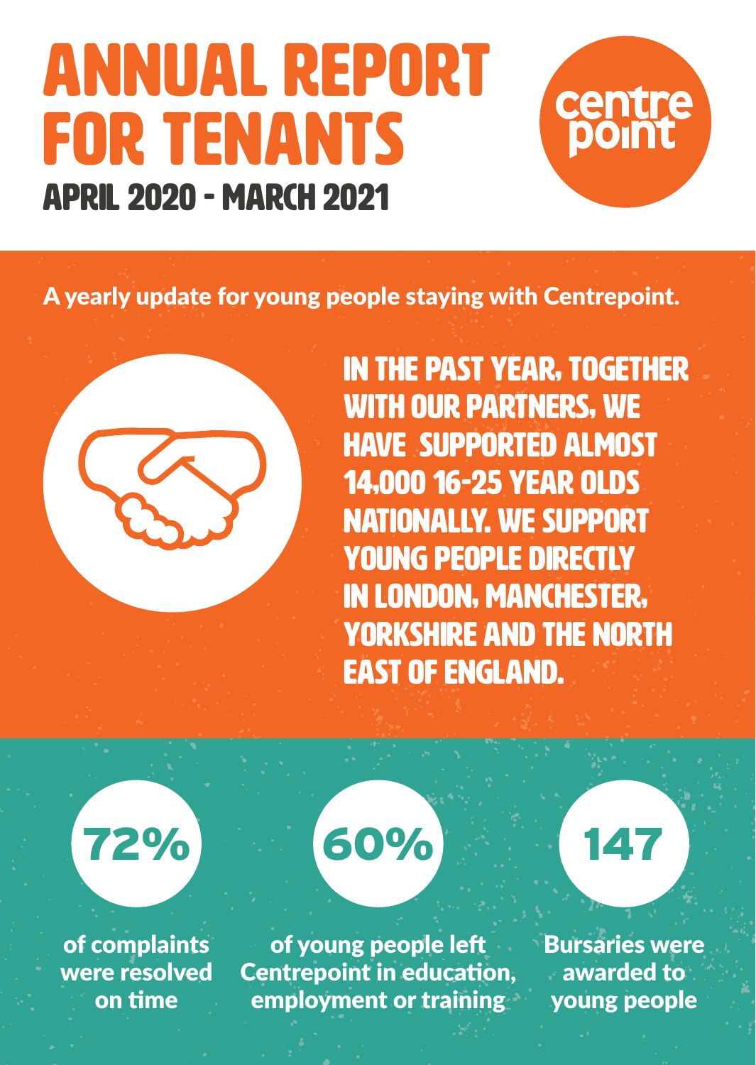# ANNUAL REPORT FOR TENANTS

## APRIL 2020 - MARCH 2021

centre point

A yearly update for young people staying with Centrepoint.

**IN THE PAST YEAR, TOGETHER WITH OUR PARTNERS, WE HAVE SUPPORTED ALMOST 14,000 16-25 YEAR OLDS NATIONALLY. WE SUPPORT YOUNG PEOPLE DIRECTLY IN LONDON, MANCHESTER, YORKSHIRE AND THE NORTH EAST OF ENGLAND.**

**72%**

of complaints were resolved on time

**60%**

of young people left Centrepoint in education, employment or training

**147**

Bursaries were awarded to young people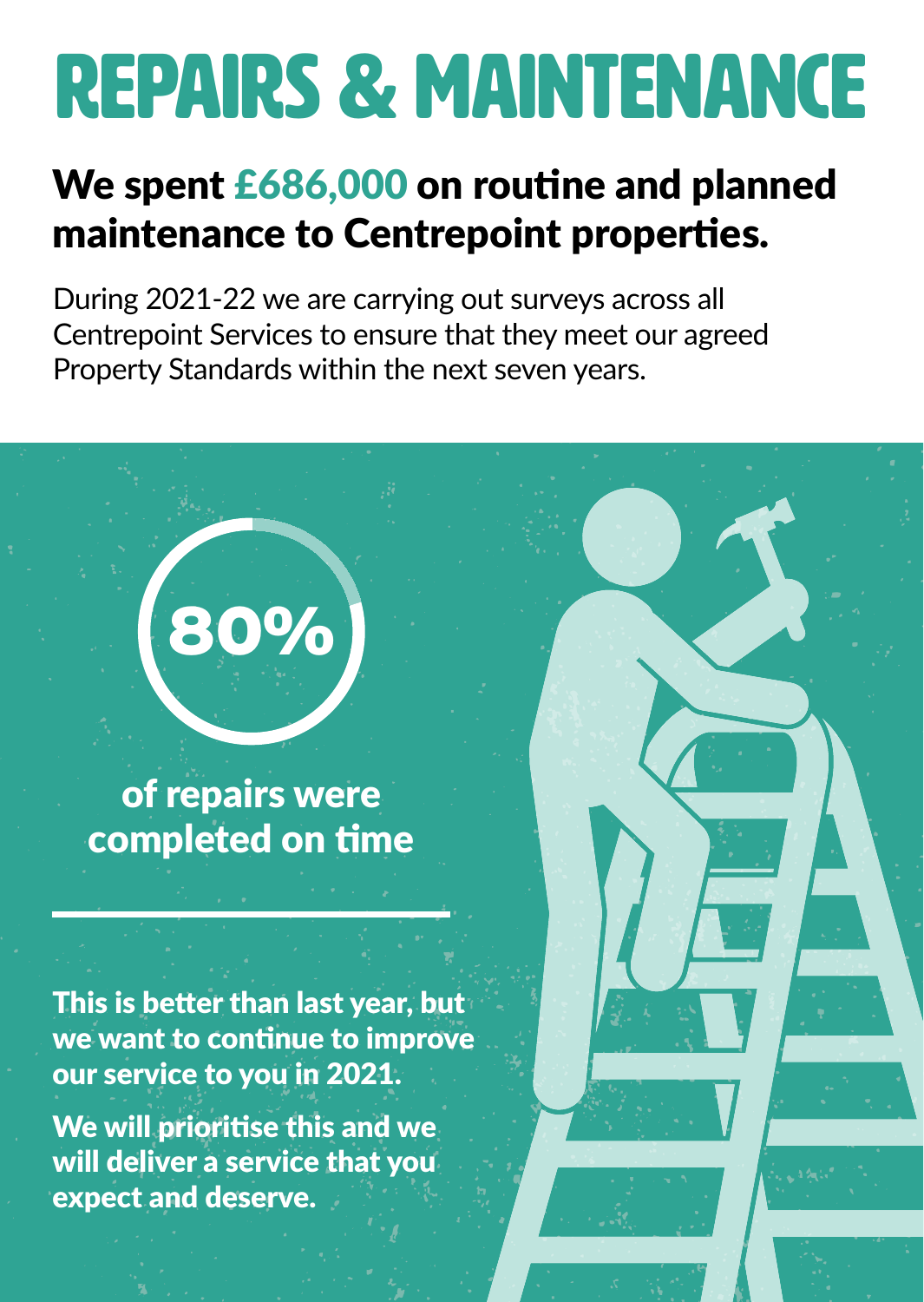# REPAIRS & MAINTENANCE

## We spent £686,000 on routine and planned maintenance to Centrepoint properties.

During 2021-22 we are carrying out surveys across all Centrepoint Services to ensure that they meet our agreed Property Standards within the next seven years.

**80%**

**of repairs were completed on time**

---

**This is better than last year, but we want to continue to improve our service to you in 2021.**

**We will prioritise this and we will deliver a service that you expect and deserve.**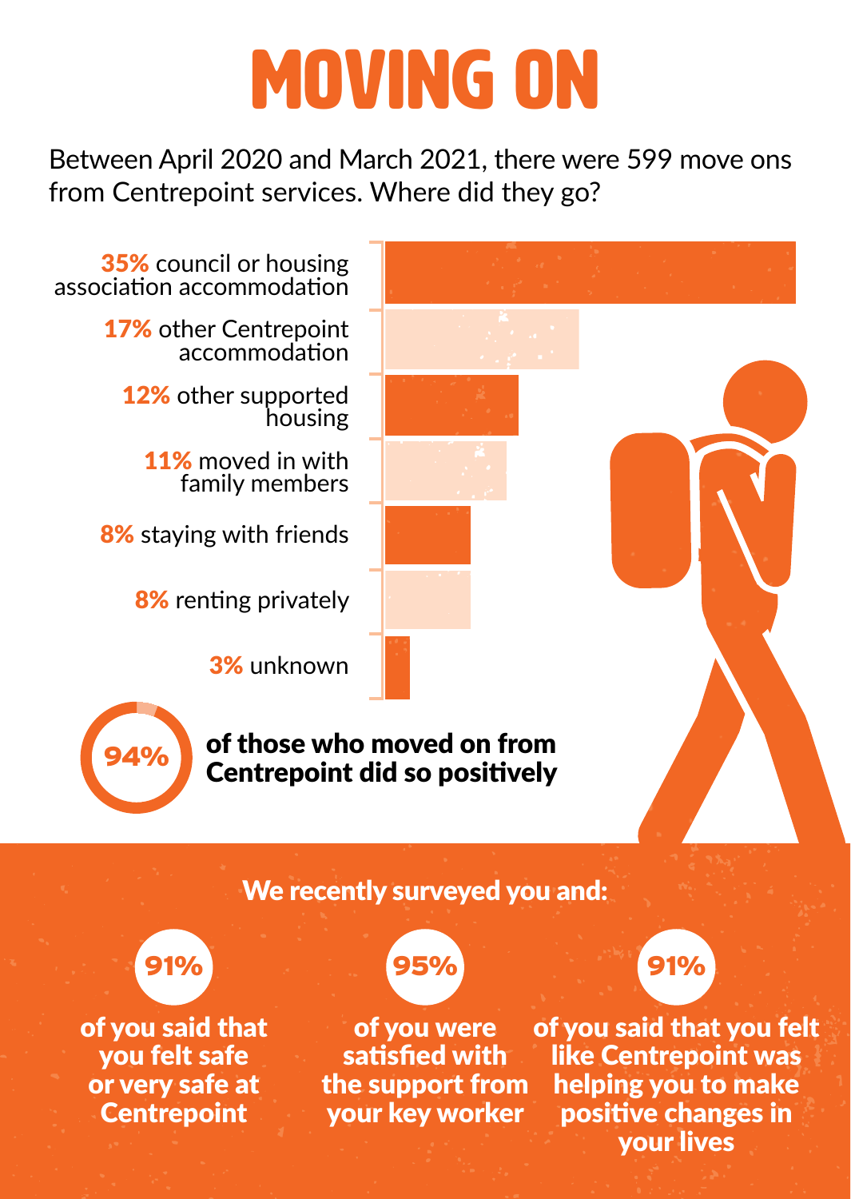# MOVING ON

Between April 2020 and March 2021, there were 599 move ons from Centrepoint services. Where did they go?

- **35%** council or housing association accommodation
- **17%** other Centrepoint accommodation
- **12%** other supported housing
- **11%** moved in with family members
- **8%** staying with friends
- **8%** renting privately
- **3%** unknown

**94%** of those who moved on from Centrepoint did so positively

## We recently surveyed you and:

**91%** of you said that you felt safe or very safe at Centrepoint

**95%** of you were satisfied with the support from your key worker

**91%** of you said that you felt like Centrepoint was helping you to make positive changes in your lives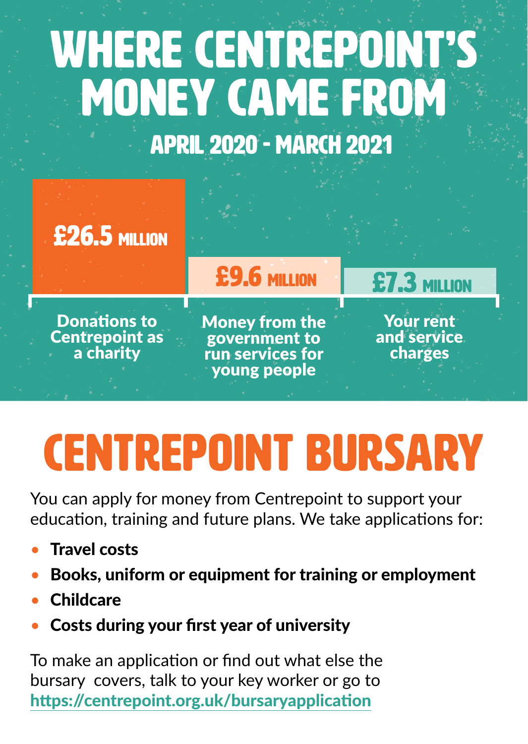# WHERE CENTREPOINT'S MONEY CAME FROM

## APRIL 2020 - MARCH 2021

| £26.5 MILLION | £9.6 MILLION | £7.3 MILLION |
|---|---|---|
| Donations to Centrepoint as a charity | Money from the government to run services for young people | Your rent and service charges |

# CENTREPOINT BURSARY

You can apply for money from Centrepoint to support your education, training and future plans. We take applications for:

- **Travel costs**
- **Books, uniform or equipment for training or employment**
- **Childcare**
- **Costs during your first year of university**

To make an application or find out what else the bursary covers, talk to your key worker or go to **https://centrepoint.org.uk/bursaryapplication**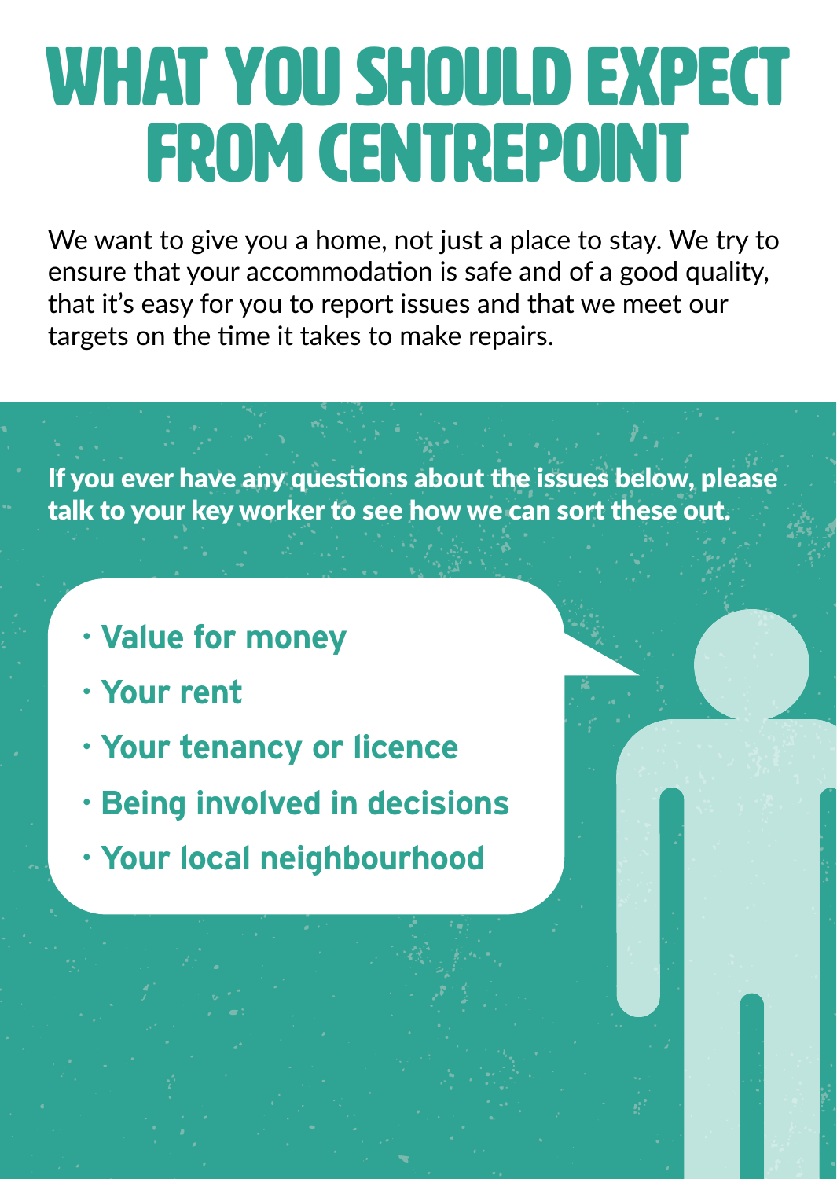# WHAT YOU SHOULD EXPECT FROM CENTREPOINT

We want to give you a home, not just a place to stay. We try to ensure that your accommodation is safe and of a good quality, that it's easy for you to report issues and that we meet our targets on the time it takes to make repairs.

**If you ever have any questions about the issues below, please talk to your key worker to see how we can sort these out.**

- **Value for money**
- **Your rent**
- **Your tenancy or licence**
- **Being involved in decisions**
- **Your local neighbourhood**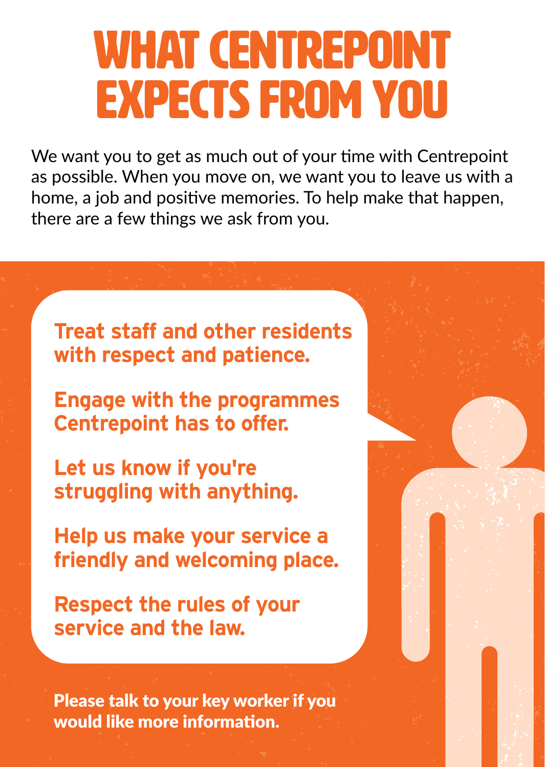# WHAT CENTREPOINT EXPECTS FROM YOU

We want you to get as much out of your time with Centrepoint as possible. When you move on, we want you to leave us with a home, a job and positive memories. To help make that happen, there are a few things we ask from you.

**Treat staff and other residents with respect and patience.**

**Engage with the programmes Centrepoint has to offer.**

**Let us know if you're struggling with anything.**

**Help us make your service a friendly and welcoming place.**

**Respect the rules of your service and the law.**

**Please talk to your key worker if you would like more information.**